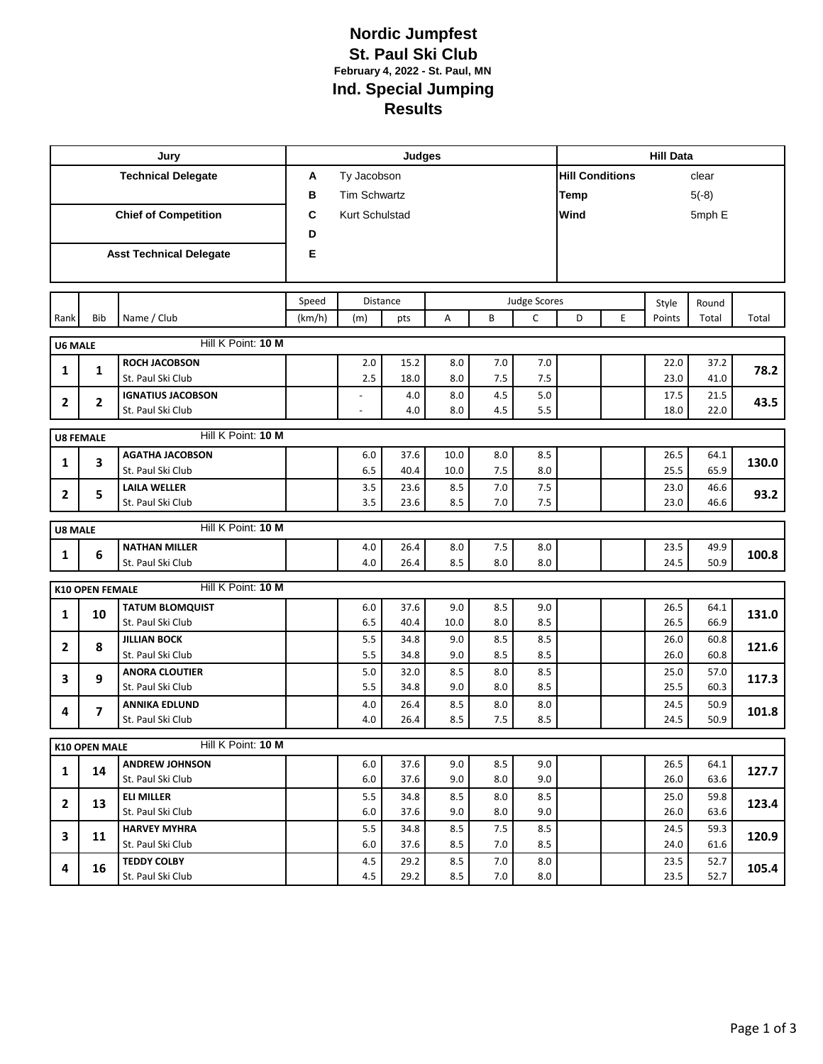# Nordic Jumpfest
# St. Paul Ski Club
**February 4, 2022 - St. Paul, MN**
## Ind. Special Jumping
## Results

| Jury | Judges | | Hill Data | |
|---|---|---|---|---|
| **Technical Delegate** | **A** | Ty Jacobson | **Hill Conditions** | clear |
| | **B** | Tim Schwartz | **Temp** | 5(-8) |
| **Chief of Competition** | **C** | Kurt Schulstad | **Wind** | 5mph E |
| | **D** | | | |
| **Asst Technical Delegate** | **E** | | | |

| Rank | Bib | Name / Club | Speed (km/h) | Distance (m) | Distance pts | A | B | C | D | E | Style Points | Round Total | Total |
|---|---|---|---|---|---|---|---|---|---|---|---|---|---|
| **U6 MALE** | | Hill K Point: **10 M** | | | | | | | | | | | |
| 1 | 1 | **ROCH JACOBSON** | | 2.0 | 15.2 | 8.0 | 7.0 | 7.0 | | | 22.0 | 37.2 | **78.2** |
| | | St. Paul Ski Club | | 2.5 | 18.0 | 8.0 | 7.5 | 7.5 | | | 23.0 | 41.0 | |
| 2 | 2 | **IGNATIUS JACOBSON** | | - | 4.0 | 8.0 | 4.5 | 5.0 | | | 17.5 | 21.5 | **43.5** |
| | | St. Paul Ski Club | | - | 4.0 | 8.0 | 4.5 | 5.5 | | | 18.0 | 22.0 | |
| **U8 FEMALE** | | Hill K Point: **10 M** | | | | | | | | | | | |
| 1 | 3 | **AGATHA JACOBSON** | | 6.0 | 37.6 | 10.0 | 8.0 | 8.5 | | | 26.5 | 64.1 | **130.0** |
| | | St. Paul Ski Club | | 6.5 | 40.4 | 10.0 | 7.5 | 8.0 | | | 25.5 | 65.9 | |
| 2 | 5 | **LAILA WELLER** | | 3.5 | 23.6 | 8.5 | 7.0 | 7.5 | | | 23.0 | 46.6 | **93.2** |
| | | St. Paul Ski Club | | 3.5 | 23.6 | 8.5 | 7.0 | 7.5 | | | 23.0 | 46.6 | |
| **U8 MALE** | | Hill K Point: **10 M** | | | | | | | | | | | |
| 1 | 6 | **NATHAN MILLER** | | 4.0 | 26.4 | 8.0 | 7.5 | 8.0 | | | 23.5 | 49.9 | **100.8** |
| | | St. Paul Ski Club | | 4.0 | 26.4 | 8.5 | 8.0 | 8.0 | | | 24.5 | 50.9 | |
| **K10 OPEN FEMALE** | | Hill K Point: **10 M** | | | | | | | | | | | |
| 1 | 10 | **TATUM BLOMQUIST** | | 6.0 | 37.6 | 9.0 | 8.5 | 9.0 | | | 26.5 | 64.1 | **131.0** |
| | | St. Paul Ski Club | | 6.5 | 40.4 | 10.0 | 8.0 | 8.5 | | | 26.5 | 66.9 | |
| 2 | 8 | **JILLIAN BOCK** | | 5.5 | 34.8 | 9.0 | 8.5 | 8.5 | | | 26.0 | 60.8 | **121.6** |
| | | St. Paul Ski Club | | 5.5 | 34.8 | 9.0 | 8.5 | 8.5 | | | 26.0 | 60.8 | |
| 3 | 9 | **ANORA CLOUTIER** | | 5.0 | 32.0 | 8.5 | 8.0 | 8.5 | | | 25.0 | 57.0 | **117.3** |
| | | St. Paul Ski Club | | 5.5 | 34.8 | 9.0 | 8.0 | 8.5 | | | 25.5 | 60.3 | |
| 4 | 7 | **ANNIKA EDLUND** | | 4.0 | 26.4 | 8.5 | 8.0 | 8.0 | | | 24.5 | 50.9 | **101.8** |
| | | St. Paul Ski Club | | 4.0 | 26.4 | 8.5 | 7.5 | 8.5 | | | 24.5 | 50.9 | |
| **K10 OPEN MALE** | | Hill K Point: **10 M** | | | | | | | | | | | |
| 1 | 14 | **ANDREW JOHNSON** | | 6.0 | 37.6 | 9.0 | 8.5 | 9.0 | | | 26.5 | 64.1 | **127.7** |
| | | St. Paul Ski Club | | 6.0 | 37.6 | 9.0 | 8.0 | 9.0 | | | 26.0 | 63.6 | |
| 2 | 13 | **ELI MILLER** | | 5.5 | 34.8 | 8.5 | 8.0 | 8.5 | | | 25.0 | 59.8 | **123.4** |
| | | St. Paul Ski Club | | 6.0 | 37.6 | 9.0 | 8.0 | 9.0 | | | 26.0 | 63.6 | |
| 3 | 11 | **HARVEY MYHRA** | | 5.5 | 34.8 | 8.5 | 7.5 | 8.5 | | | 24.5 | 59.3 | **120.9** |
| | | St. Paul Ski Club | | 6.0 | 37.6 | 8.5 | 7.0 | 8.5 | | | 24.0 | 61.6 | |
| 4 | 16 | **TEDDY COLBY** | | 4.5 | 29.2 | 8.5 | 7.0 | 8.0 | | | 23.5 | 52.7 | **105.4** |
| | | St. Paul Ski Club | | 4.5 | 29.2 | 8.5 | 7.0 | 8.0 | | | 23.5 | 52.7 | |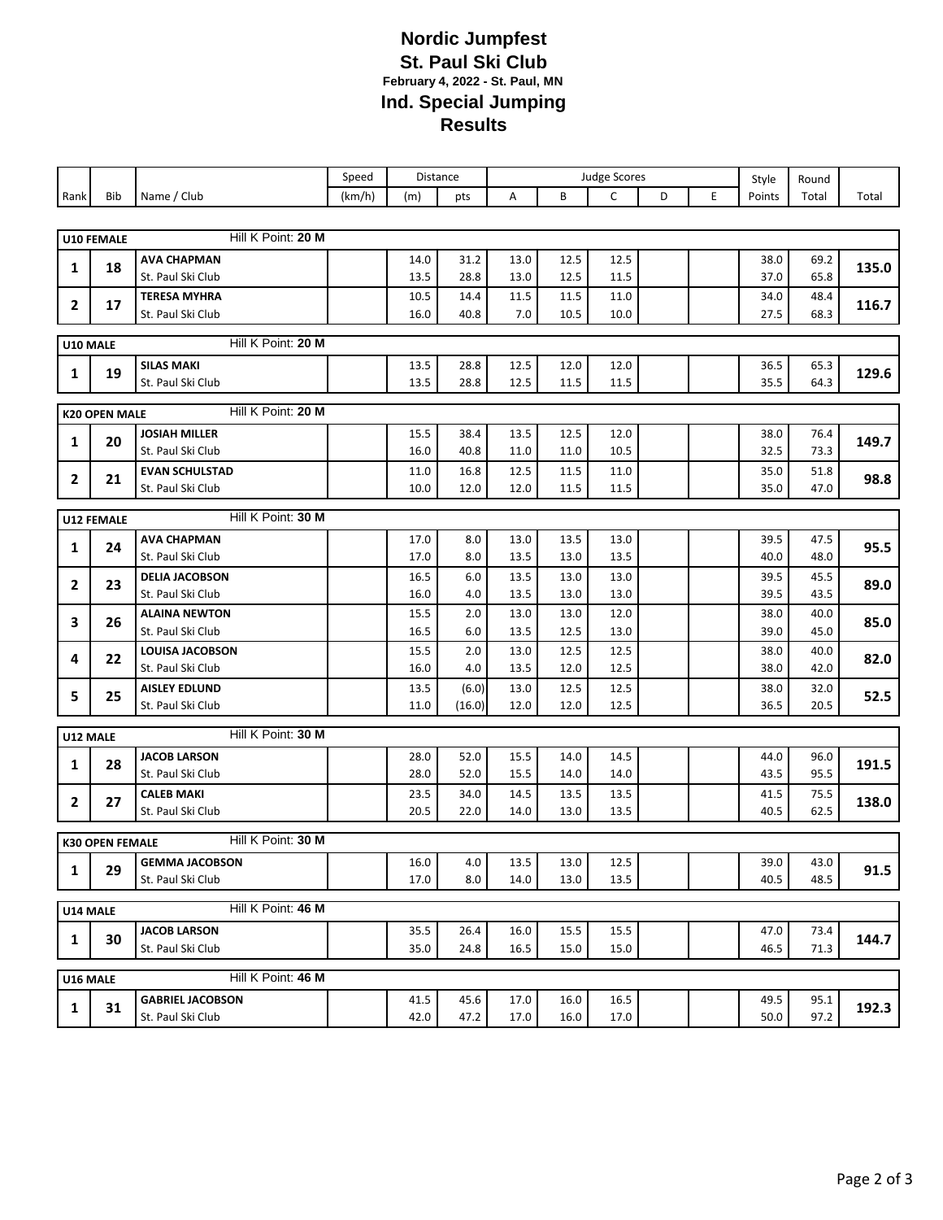# Nordic Jumpfest

## St. Paul Ski Club

**February 4, 2022 - St. Paul, MN**

## Ind. Special Jumping

## Results

| Rank | Bib | Name / Club | Speed (km/h) | Distance (m) | Distance pts | Judge A | Judge B | Judge C | Judge D | Judge E | Style Points | Round Total | Total |
|---|---|---|---|---|---|---|---|---|---|---|---|---|---|
| **U10 FEMALE** | | Hill K Point: **20 M** | | | | | | | | | | | |
| 1 | 18 | **AVA CHAPMAN** | | 14.0 | 31.2 | 13.0 | 12.5 | 12.5 | | | 38.0 | 69.2 | **135.0** |
| | | St. Paul Ski Club | | 13.5 | 28.8 | 13.0 | 12.5 | 11.5 | | | 37.0 | 65.8 | |
| 2 | 17 | **TERESA MYHRA** | | 10.5 | 14.4 | 11.5 | 11.5 | 11.0 | | | 34.0 | 48.4 | **116.7** |
| | | St. Paul Ski Club | | 16.0 | 40.8 | 7.0 | 10.5 | 10.0 | | | 27.5 | 68.3 | |
| **U10 MALE** | | Hill K Point: **20 M** | | | | | | | | | | | |
| 1 | 19 | **SILAS MAKI** | | 13.5 | 28.8 | 12.5 | 12.0 | 12.0 | | | 36.5 | 65.3 | **129.6** |
| | | St. Paul Ski Club | | 13.5 | 28.8 | 12.5 | 11.5 | 11.5 | | | 35.5 | 64.3 | |
| **K20 OPEN MALE** | | Hill K Point: **20 M** | | | | | | | | | | | |
| 1 | 20 | **JOSIAH MILLER** | | 15.5 | 38.4 | 13.5 | 12.5 | 12.0 | | | 38.0 | 76.4 | **149.7** |
| | | St. Paul Ski Club | | 16.0 | 40.8 | 11.0 | 11.0 | 10.5 | | | 32.5 | 73.3 | |
| 2 | 21 | **EVAN SCHULSTAD** | | 11.0 | 16.8 | 12.5 | 11.5 | 11.0 | | | 35.0 | 51.8 | **98.8** |
| | | St. Paul Ski Club | | 10.0 | 12.0 | 12.0 | 11.5 | 11.5 | | | 35.0 | 47.0 | |
| **U12 FEMALE** | | Hill K Point: **30 M** | | | | | | | | | | | |
| 1 | 24 | **AVA CHAPMAN** | | 17.0 | 8.0 | 13.0 | 13.5 | 13.0 | | | 39.5 | 47.5 | **95.5** |
| | | St. Paul Ski Club | | 17.0 | 8.0 | 13.5 | 13.0 | 13.5 | | | 40.0 | 48.0 | |
| 2 | 23 | **DELIA JACOBSON** | | 16.5 | 6.0 | 13.5 | 13.0 | 13.0 | | | 39.5 | 45.5 | **89.0** |
| | | St. Paul Ski Club | | 16.0 | 4.0 | 13.5 | 13.0 | 13.0 | | | 39.5 | 43.5 | |
| 3 | 26 | **ALAINA NEWTON** | | 15.5 | 2.0 | 13.0 | 13.0 | 12.0 | | | 38.0 | 40.0 | **85.0** |
| | | St. Paul Ski Club | | 16.5 | 6.0 | 13.5 | 12.5 | 13.0 | | | 39.0 | 45.0 | |
| 4 | 22 | **LOUISA JACOBSON** | | 15.5 | 2.0 | 13.0 | 12.5 | 12.5 | | | 38.0 | 40.0 | **82.0** |
| | | St. Paul Ski Club | | 16.0 | 4.0 | 13.5 | 12.0 | 12.5 | | | 38.0 | 42.0 | |
| 5 | 25 | **AISLEY EDLUND** | | 13.5 | (6.0) | 13.0 | 12.5 | 12.5 | | | 38.0 | 32.0 | **52.5** |
| | | St. Paul Ski Club | | 11.0 | (16.0) | 12.0 | 12.0 | 12.5 | | | 36.5 | 20.5 | |
| **U12 MALE** | | Hill K Point: **30 M** | | | | | | | | | | | |
| 1 | 28 | **JACOB LARSON** | | 28.0 | 52.0 | 15.5 | 14.0 | 14.5 | | | 44.0 | 96.0 | **191.5** |
| | | St. Paul Ski Club | | 28.0 | 52.0 | 15.5 | 14.0 | 14.0 | | | 43.5 | 95.5 | |
| 2 | 27 | **CALEB MAKI** | | 23.5 | 34.0 | 14.5 | 13.5 | 13.5 | | | 41.5 | 75.5 | **138.0** |
| | | St. Paul Ski Club | | 20.5 | 22.0 | 14.0 | 13.0 | 13.5 | | | 40.5 | 62.5 | |
| **K30 OPEN FEMALE** | | Hill K Point: **30 M** | | | | | | | | | | | |
| 1 | 29 | **GEMMA JACOBSON** | | 16.0 | 4.0 | 13.5 | 13.0 | 12.5 | | | 39.0 | 43.0 | **91.5** |
| | | St. Paul Ski Club | | 17.0 | 8.0 | 14.0 | 13.0 | 13.5 | | | 40.5 | 48.5 | |
| **U14 MALE** | | Hill K Point: **46 M** | | | | | | | | | | | |
| 1 | 30 | **JACOB LARSON** | | 35.5 | 26.4 | 16.0 | 15.5 | 15.5 | | | 47.0 | 73.4 | **144.7** |
| | | St. Paul Ski Club | | 35.0 | 24.8 | 16.5 | 15.0 | 15.0 | | | 46.5 | 71.3 | |
| **U16 MALE** | | Hill K Point: **46 M** | | | | | | | | | | | |
| 1 | 31 | **GABRIEL JACOBSON** | | 41.5 | 45.6 | 17.0 | 16.0 | 16.5 | | | 49.5 | 95.1 | **192.3** |
| | | St. Paul Ski Club | | 42.0 | 47.2 | 17.0 | 16.0 | 17.0 | | | 50.0 | 97.2 | |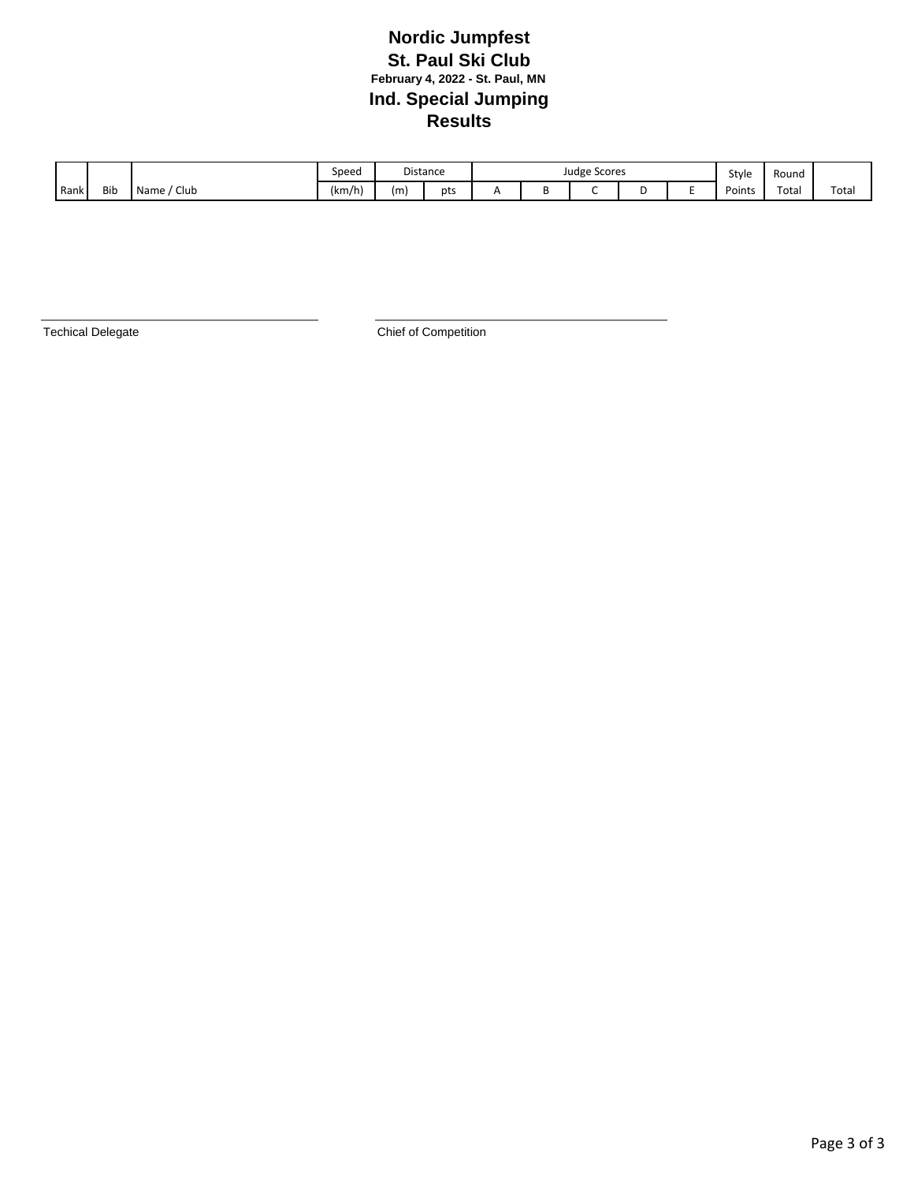# Nordic Jumpfest
## St. Paul Ski Club
**February 4, 2022 - St. Paul, MN**
## Ind. Special Jumping
## Results

| | | | Speed | Distance | | Judge Scores | | | | | Style | Round | |
|---|---|---|---|---|---|---|---|---|---|---|---|---|---|
| Rank | Bib | Name / Club | (km/h) | (m) | pts | A | B | C | D | E | Points | Total | Total |

Techical Delegate

Chief of Competition